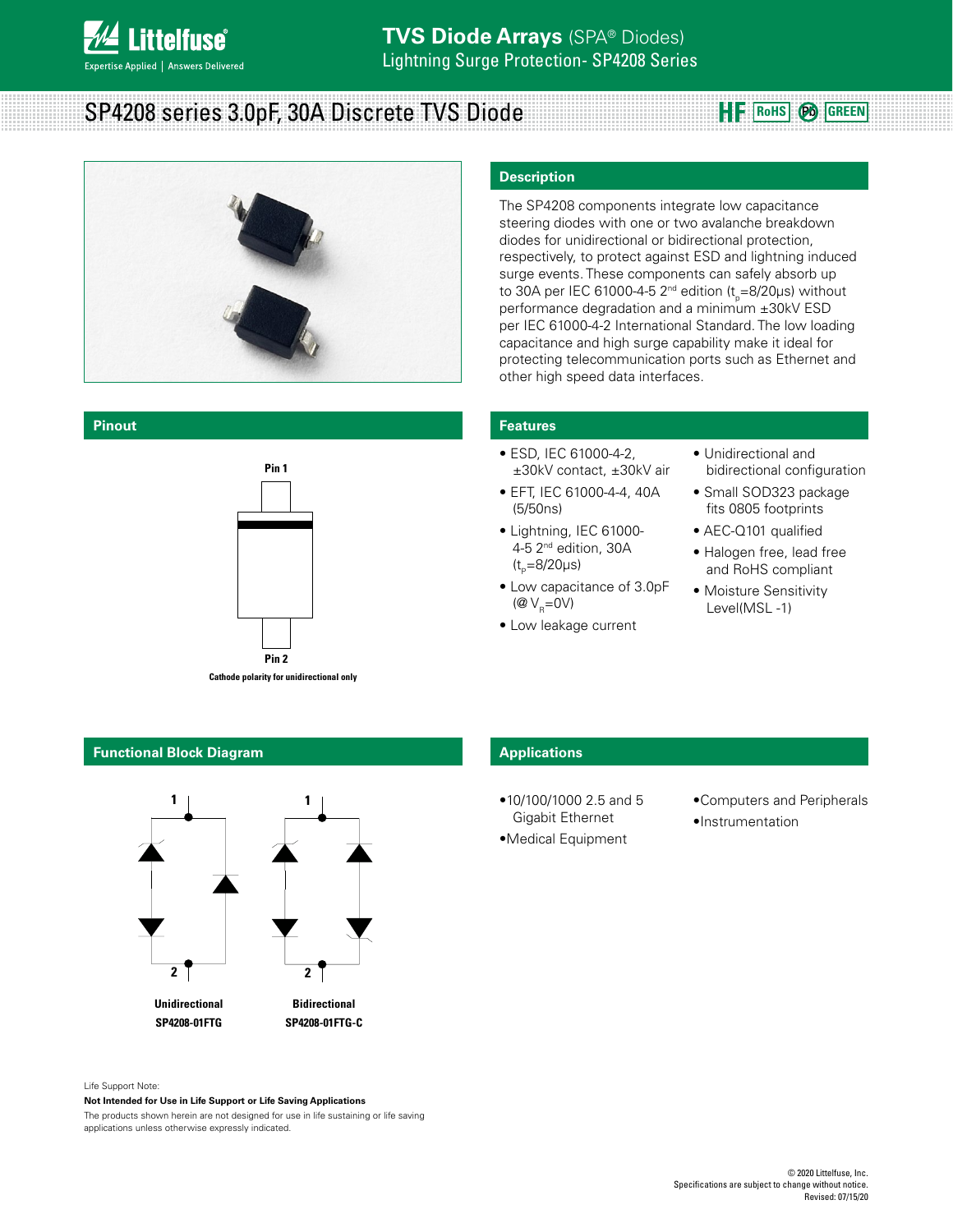# TVS Diode Arrays (SPA® Diodes)

Lightning Surge Protection- SP4208 Series

## SP4208 series 3.0pF, 30A Discrete TVS Diode

HF RoHS Pb GREEN

## Description

The SP4208 components integrate low capacitance steering diodes with one or two avalanche breakdown diodes for unidirectional or bidirectional protection, respectively, to protect against ESD and lightning induced surge events. These components can safely absorb up to 30A per IEC 61000-4-5 2nd edition ($t_p$=8/20μs) without performance degradation and a minimum ±30kV ESD per IEC 61000-4-2 International Standard. The low loading capacitance and high surge capability make it ideal for protecting telecommunication ports such as Ethernet and other high speed data interfaces.

## Pinout

Pin 1

Pin 2

Cathode polarity for unidirectional only

## Features

- ESD, IEC 61000-4-2, ±30kV contact, ±30kV air
- EFT, IEC 61000-4-4, 40A (5/50ns)
- Lightning, IEC 61000-4-5 2nd edition, 30A ($t_p$=8/20μs)
- Low capacitance of 3.0pF (@ $V_R$=0V)
- Low leakage current
- Unidirectional and bidirectional configuration
- Small SOD323 package fits 0805 footprints
- AEC-Q101 qualified
- Halogen free, lead free and RoHS compliant
- Moisture Sensitivity Level(MSL -1)

## Functional Block Diagram

Unidirectional
SP4208-01FTG

Bidirectional
SP4208-01FTG-C

## Applications

- 10/100/1000 2.5 and 5 Gigabit Ethernet
- Medical Equipment
- Computers and Peripherals
- Instrumentation

Life Support Note:

**Not Intended for Use in Life Support or Life Saving Applications**

The products shown herein are not designed for use in life sustaining or life saving applications unless otherwise expressly indicated.

© 2020 Littelfuse, Inc.
Specifications are subject to change without notice.
Revised: 07/15/20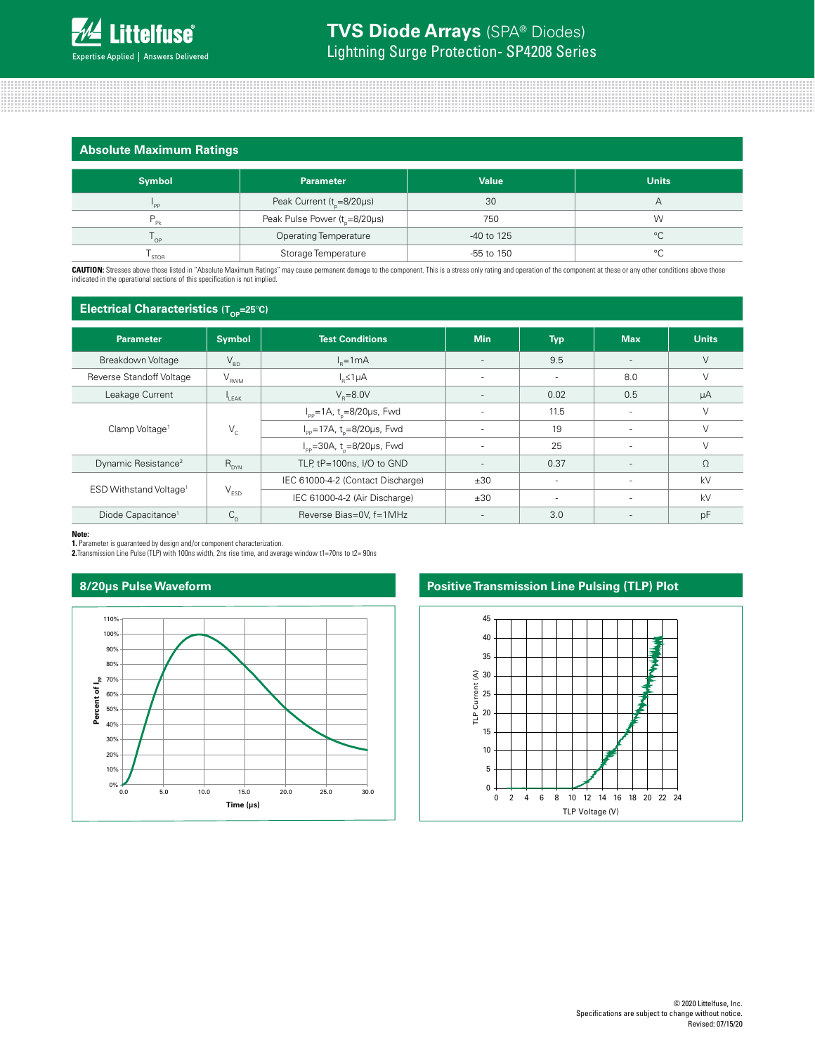## Absolute Maximum Ratings

| Symbol | Parameter | Value | Units |
|---|---|---|---|
| $I_{PP}$ | Peak Current ($t_p$=8/20μs) | 30 | A |
| $P_{Pk}$ | Peak Pulse Power ($t_p$=8/20μs) | 750 | W |
| $T_{OP}$ | Operating Temperature | -40 to 125 | °C |
| $T_{STOR}$ | Storage Temperature | -55 to 150 | °C |

**CAUTION:** Stresses above those listed in "Absolute Maximum Ratings" may cause permanent damage to the component. This is a stress only rating and operation of the component at these or any other conditions above those indicated in the operational sections of this specification is not implied.

## Electrical Characteristics ($T_{OP}$=25°C)

| Parameter | Symbol | Test Conditions | Min | Typ | Max | Units |
|---|---|---|---|---|---|---|
| Breakdown Voltage | $V_{BD}$ | $I_R$=1mA | - | 9.5 | - | V |
| Reverse Standoff Voltage | $V_{RWM}$ | $I_R$≤1μA | - | - | 8.0 | V |
| Leakage Current | $I_{LEAK}$ | $V_R$=8.0V | - | 0.02 | 0.5 | μA |
| Clamp Voltage[1] | $V_C$ | $I_{PP}$=1A, $t_p$=8/20μs, Fwd | - | 11.5 | - | V |
| | | $I_{PP}$=17A, $t_p$=8/20μs, Fwd | - | 19 | - | V |
| | | $I_{PP}$=30A, $t_p$=8/20μs, Fwd | - | 25 | - | V |
| Dynamic Resistance[2] | $R_{DYN}$ | TLP, tP=100ns, I/O to GND | - | 0.37 | - | Ω |
| ESD Withstand Voltage[1] | $V_{ESD}$ | IEC 61000-4-2 (Contact Discharge) | ±30 | - | - | kV |
| | | IEC 61000-4-2 (Air Discharge) | ±30 | - | - | kV |
| Diode Capacitance[1] | $C_D$ | Reverse Bias=0V, f=1MHz | - | 3.0 | - | pF |

**Note:**
**1.** Parameter is guaranteed by design and/or component characterization.
**2.** Transmission Line Pulse (TLP) with 100ns width, 2ns rise time, and average window t1=70ns to t2= 90ns

## 8/20μs Pulse Waveform

## Positive Transmission Line Pulsing (TLP) Plot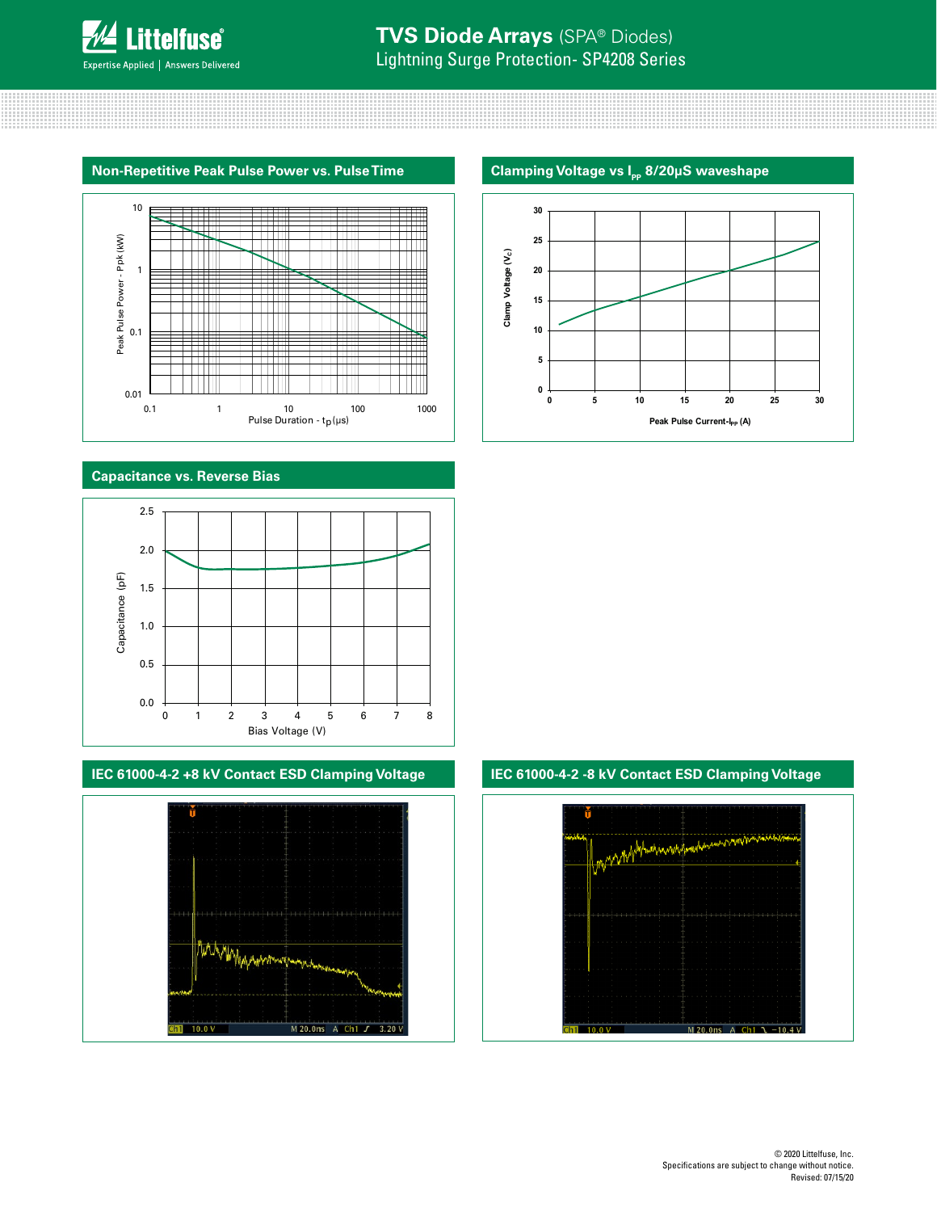## Non-Repetitive Peak Pulse Power vs. Pulse Time

Peak Pulse Power - Ppk (kW)

10
1
0.1
0.01

0.1 1 10 100 1000

Pulse Duration - $t_p$ (μs)

## Clamping Voltage vs $I_{PP}$ 8/20μS waveshape

Clamp Voltage ($V_C$)

30
25
20
15
10
5
0

0 5 10 15 20 25 30

Peak Pulse Current-$I_{PP}$ (A)

## Capacitance vs. Reverse Bias

Capacitance (pF)

2.5
2.0
1.5
1.0
0.5
0.0

0 1 2 3 4 5 6 7 8

Bias Voltage (V)

## IEC 61000-4-2 +8 kV Contact ESD Clamping Voltage

Ch1 10.0 V M 20.0ns A Ch1 ∫ 3.20 V

## IEC 61000-4-2 -8 kV Contact ESD Clamping Voltage

Ch1 10.0 V M 20.0ns A Ch1 ∖ −10.4 V

© 2020 Littelfuse, Inc.
Specifications are subject to change without notice.
Revised: 07/15/20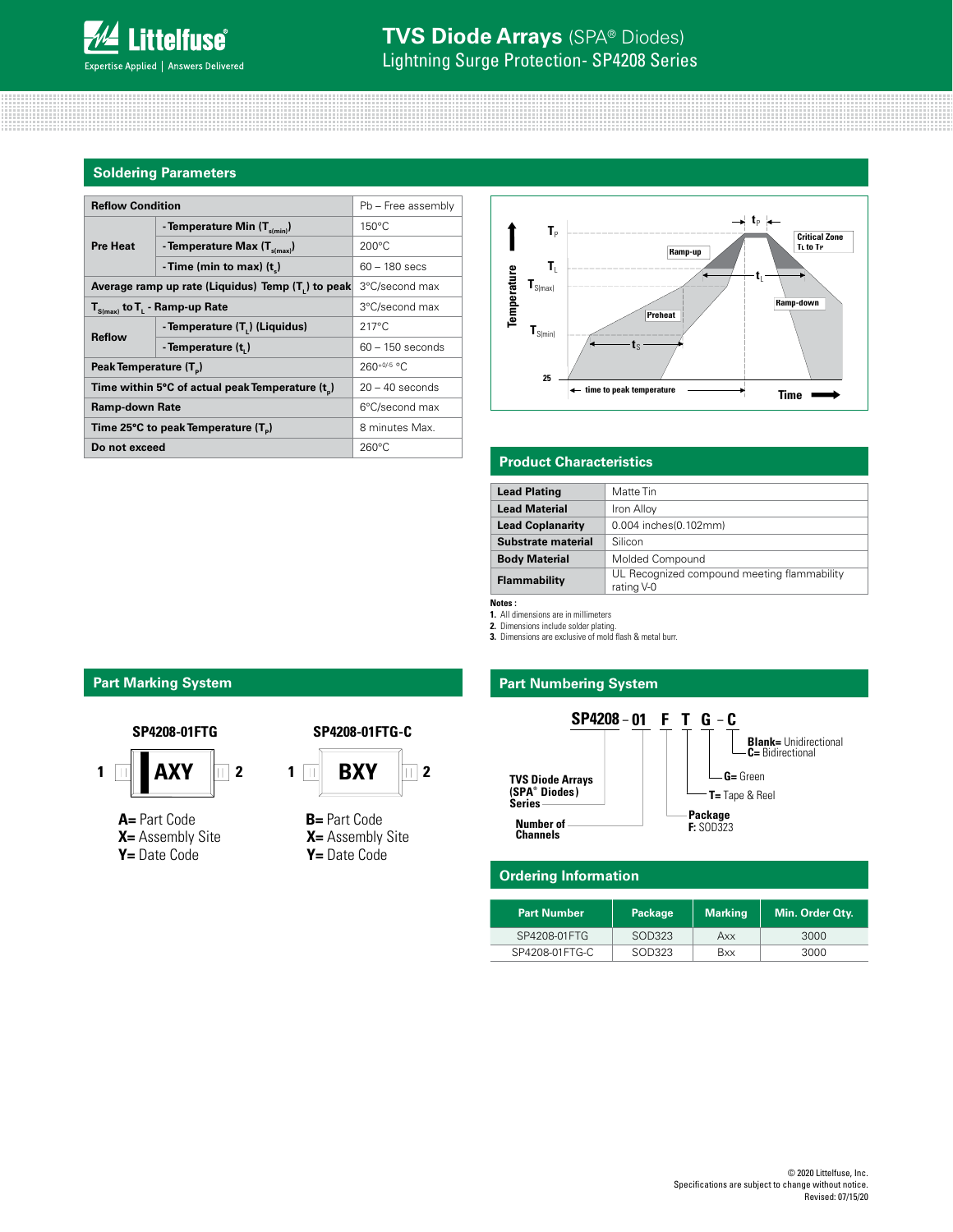## Soldering Parameters

| Reflow Condition | | Pb – Free assembly |
|---|---|---|
| Pre Heat | - Temperature Min ($T_{s(min)}$) | 150°C |
| | - Temperature Max ($T_{s(max)}$) | 200°C |
| | - Time (min to max) ($t_s$) | 60 – 180 secs |
| Average ramp up rate (Liquidus) Temp ($T_L$) to peak | | 3°C/second max |
| $T_{S(max)}$ to $T_L$ - Ramp-up Rate | | 3°C/second max |
| Reflow | - Temperature ($T_L$) (Liquidus) | 217°C |
| | - Temperature ($t_L$) | 60 – 150 seconds |
| Peak Temperature ($T_P$) | | $260^{+0/-5}$ °C |
| Time within 5°C of actual peak Temperature ($t_p$) | | 20 – 40 seconds |
| Ramp-down Rate | | 6°C/second max |
| Time 25°C to peak Temperature ($T_P$) | | 8 minutes Max. |
| Do not exceed | | 260°C |

## Product Characteristics

| | |
|---|---|
| **Lead Plating** | Matte Tin |
| **Lead Material** | Iron Alloy |
| **Lead Coplanarity** | 0.004 inches(0.102mm) |
| **Substrate material** | Silicon |
| **Body Material** | Molded Compound |
| **Flammability** | UL Recognized compound meeting flammability rating V-0 |

**Notes :**
1. All dimensions are in millimeters
2. Dimensions include solder plating.
3. Dimensions are exclusive of mold flash & metal burr.

## Part Marking System

**SP4208-01FTG** — marking: AXY (pins 1, 2)

**A=** Part Code
**X=** Assembly Site
**Y=** Date Code

**SP4208-01FTG-C** — marking: BXY (pins 1, 2)

**B=** Part Code
**X=** Assembly Site
**Y=** Date Code

## Part Numbering System

**SP4208 - 01 F T G - C**

- **SP4208**: TVS Diode Arrays (SPA® Diodes) Series
- **01**: Number of Channels
- **F**: Package — **F:** SOD323
- **T=** Tape & Reel
- **G=** Green
- **Blank=** Unidirectional; **C=** Bidirectional

## Ordering Information

| Part Number | Package | Marking | Min. Order Qty. |
|---|---|---|---|
| SP4208-01FTG | SOD323 | Axx | 3000 |
| SP4208-01FTG-C | SOD323 | Bxx | 3000 |

© 2020 Littelfuse, Inc.
Specifications are subject to change without notice.
Revised: 07/15/20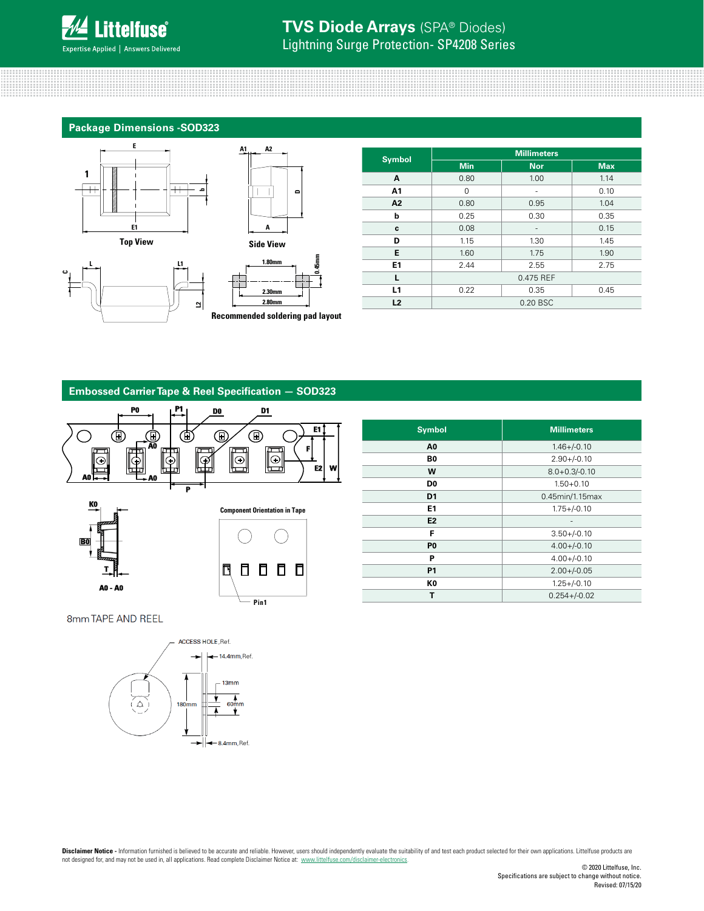## Package Dimensions -SOD323

Top View

Side View

Recommended soldering pad layout

E
1
b
E1
A1 A2
D
A
C
L
L1
L2
1.80mm
0.45mm
2.30mm
2.80mm

| Symbol | Millimeters | | |
|---|---|---|---|
| | Min | Nor | Max |
| A | 0.80 | 1.00 | 1.14 |
| A1 | 0 | - | 0.10 |
| A2 | 0.80 | 0.95 | 1.04 |
| b | 0.25 | 0.30 | 0.35 |
| c | 0.08 | - | 0.15 |
| D | 1.15 | 1.30 | 1.45 |
| E | 1.60 | 1.75 | 1.90 |
| E1 | 2.44 | 2.55 | 2.75 |
| L | 0.475 REF | | |
| L1 | 0.22 | 0.35 | 0.45 |
| L2 | 0.20 BSC | | |

## Embossed Carrier Tape & Reel Specification — SOD323

P0
P1
D0
D1
E1
F
E2
W
A0
A0
A0
P
K0
B0
T
A0 - A0

Component Orientation in Tape

Pin1

| Symbol | Millimeters |
|---|---|
| A0 | 1.46+/-0.10 |
| B0 | 2.90+/-0.10 |
| W | 8.0+0.3/-0.10 |
| D0 | 1.50+0.10 |
| D1 | 0.45min/1.15max |
| E1 | 1.75+/-0.10 |
| E2 | - |
| F | 3.50+/-0.10 |
| P0 | 4.00+/-0.10 |
| P | 4.00+/-0.10 |
| P1 | 2.00+/-0.05 |
| K0 | 1.25+/-0.10 |
| T | 0.254+/-0.02 |

8mm TAPE AND REEL

ACCESS HOLE, Ref.
14.4mm, Ref.
13mm
180mm
60mm
8.4mm, Ref.

**Disclaimer Notice** - Information furnished is believed to be accurate and reliable. However, users should independently evaluate the suitability of and test each product selected for their own applications. Littelfuse products are not designed for, and may not be used in, all applications. Read complete Disclaimer Notice at: www.littelfuse.com/disclaimer-electronics.

© 2020 Littelfuse, Inc.
Specifications are subject to change without notice.
Revised: 07/15/20